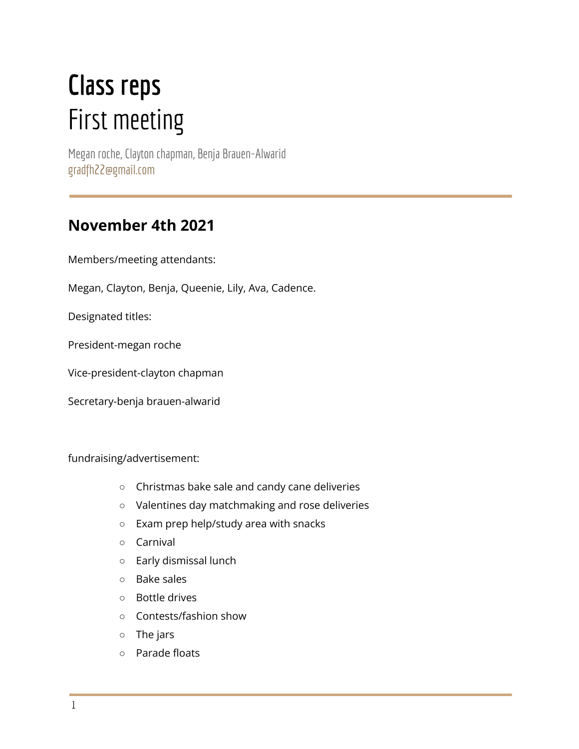# Class reps
# First meeting

Megan roche, Clayton chapman, Benja Brauen-Alwarid
gradfh22@gmail.com

---

## November 4th 2021

Members/meeting attendants:

Megan, Clayton, Benja, Queenie, Lily, Ava, Cadence.

Designated titles:

President-megan roche

Vice-president-clayton chapman

Secretary-benja brauen-alwarid

fundraising/advertisement:

- Christmas bake sale and candy cane deliveries
- Valentines day matchmaking and rose deliveries
- Exam prep help/study area with snacks
- Carnival
- Early dismissal lunch
- Bake sales
- Bottle drives
- Contests/fashion show
- The jars
- Parade floats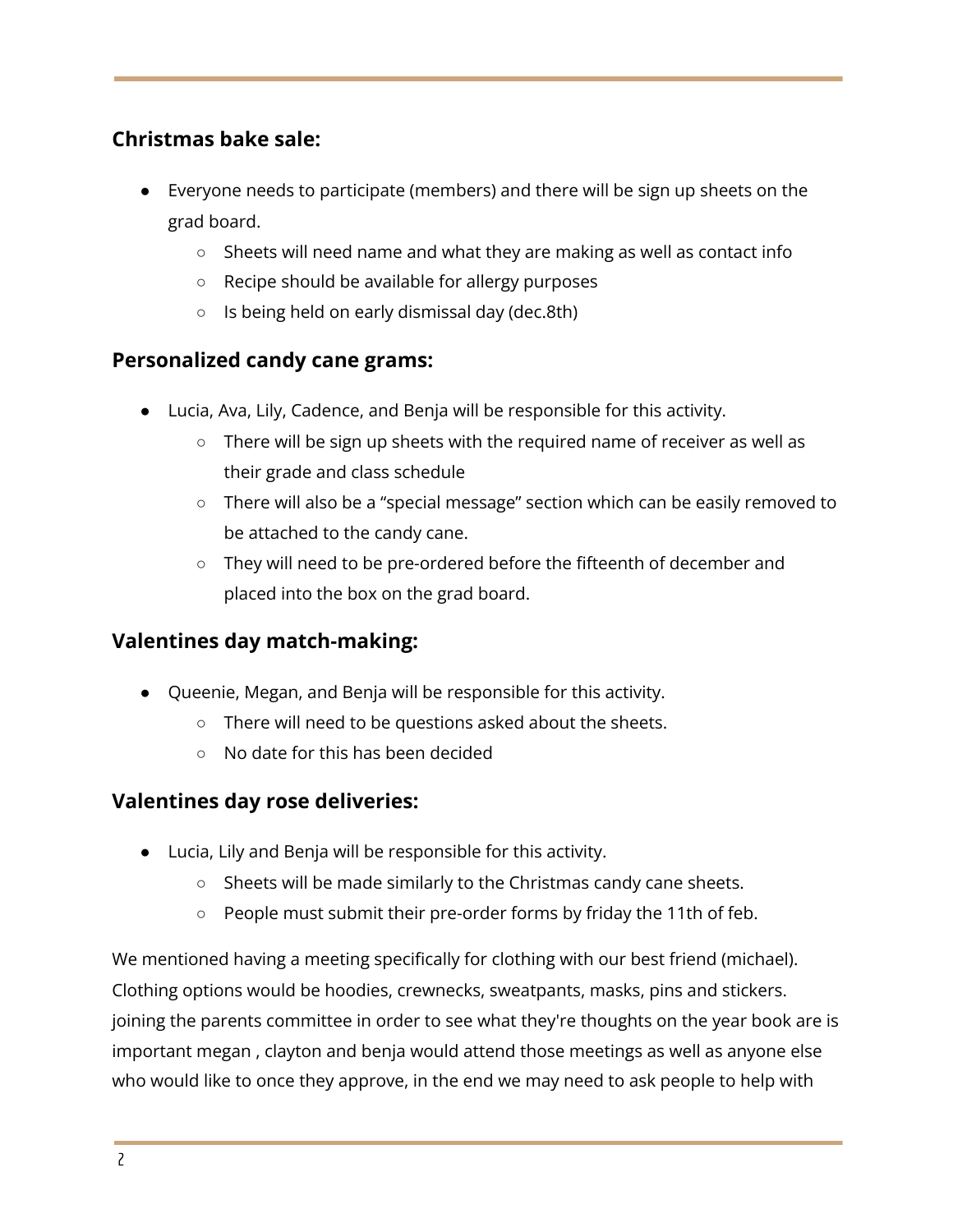### Christmas bake sale:

- Everyone needs to participate (members) and there will be sign up sheets on the grad board.
  - Sheets will need name and what they are making as well as contact info
  - Recipe should be available for allergy purposes
  - Is being held on early dismissal day (dec.8th)

### Personalized candy cane grams:

- Lucia, Ava, Lily, Cadence, and Benja will be responsible for this activity.
  - There will be sign up sheets with the required name of receiver as well as their grade and class schedule
  - There will also be a "special message" section which can be easily removed to be attached to the candy cane.
  - They will need to be pre-ordered before the fifteenth of december and placed into the box on the grad board.

### Valentines day match-making:

- Queenie, Megan, and Benja will be responsible for this activity.
  - There will need to be questions asked about the sheets.
  - No date for this has been decided

### Valentines day rose deliveries:

- Lucia, Lily and Benja will be responsible for this activity.
  - Sheets will be made similarly to the Christmas candy cane sheets.
  - People must submit their pre-order forms by friday the 11th of feb.

We mentioned having a meeting specifically for clothing with our best friend (michael). Clothing options would be hoodies, crewnecks, sweatpants, masks, pins and stickers. joining the parents committee in order to see what they're thoughts on the year book are is important megan , clayton and benja would attend those meetings as well as anyone else who would like to once they approve, in the end we may need to ask people to help with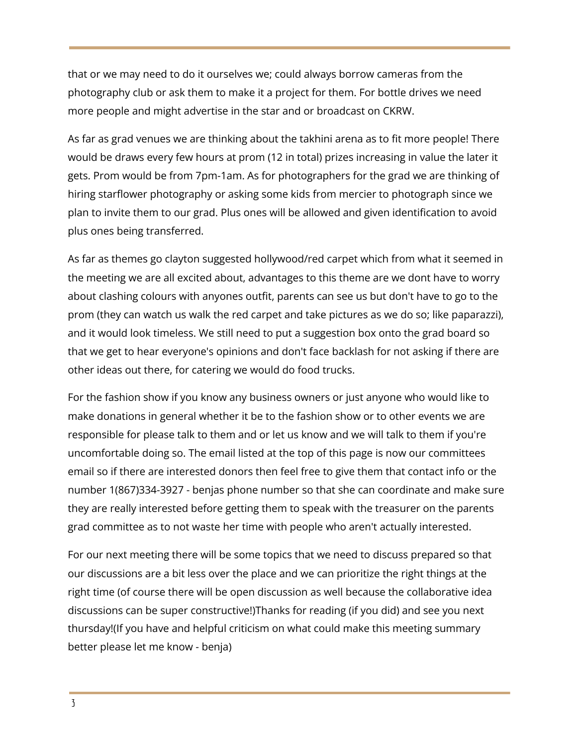that or we may need to do it ourselves we; could always borrow cameras from the photography club or ask them to make it a project for them. For bottle drives we need more people and might advertise in the star and or broadcast on CKRW.

As far as grad venues we are thinking about the takhini arena as to fit more people! There would be draws every few hours at prom (12 in total) prizes increasing in value the later it gets. Prom would be from 7pm-1am. As for photographers for the grad we are thinking of hiring starflower photography or asking some kids from mercier to photograph since we plan to invite them to our grad. Plus ones will be allowed and given identification to avoid plus ones being transferred.

As far as themes go clayton suggested hollywood/red carpet which from what it seemed in the meeting we are all excited about, advantages to this theme are we dont have to worry about clashing colours with anyones outfit, parents can see us but don't have to go to the prom (they can watch us walk the red carpet and take pictures as we do so; like paparazzi), and it would look timeless. We still need to put a suggestion box onto the grad board so that we get to hear everyone's opinions and don't face backlash for not asking if there are other ideas out there, for catering we would do food trucks.

For the fashion show if you know any business owners or just anyone who would like to make donations in general whether it be to the fashion show or to other events we are responsible for please talk to them and or let us know and we will talk to them if you're uncomfortable doing so. The email listed at the top of this page is now our committees email so if there are interested donors then feel free to give them that contact info or the number 1(867)334-3927 - benjas phone number so that she can coordinate and make sure they are really interested before getting them to speak with the treasurer on the parents grad committee as to not waste her time with people who aren't actually interested.

For our next meeting there will be some topics that we need to discuss prepared so that our discussions are a bit less over the place and we can prioritize the right things at the right time (of course there will be open discussion as well because the collaborative idea discussions can be super constructive!)Thanks for reading (if you did) and see you next thursday!(If you have and helpful criticism on what could make this meeting summary better please let me know - benja)